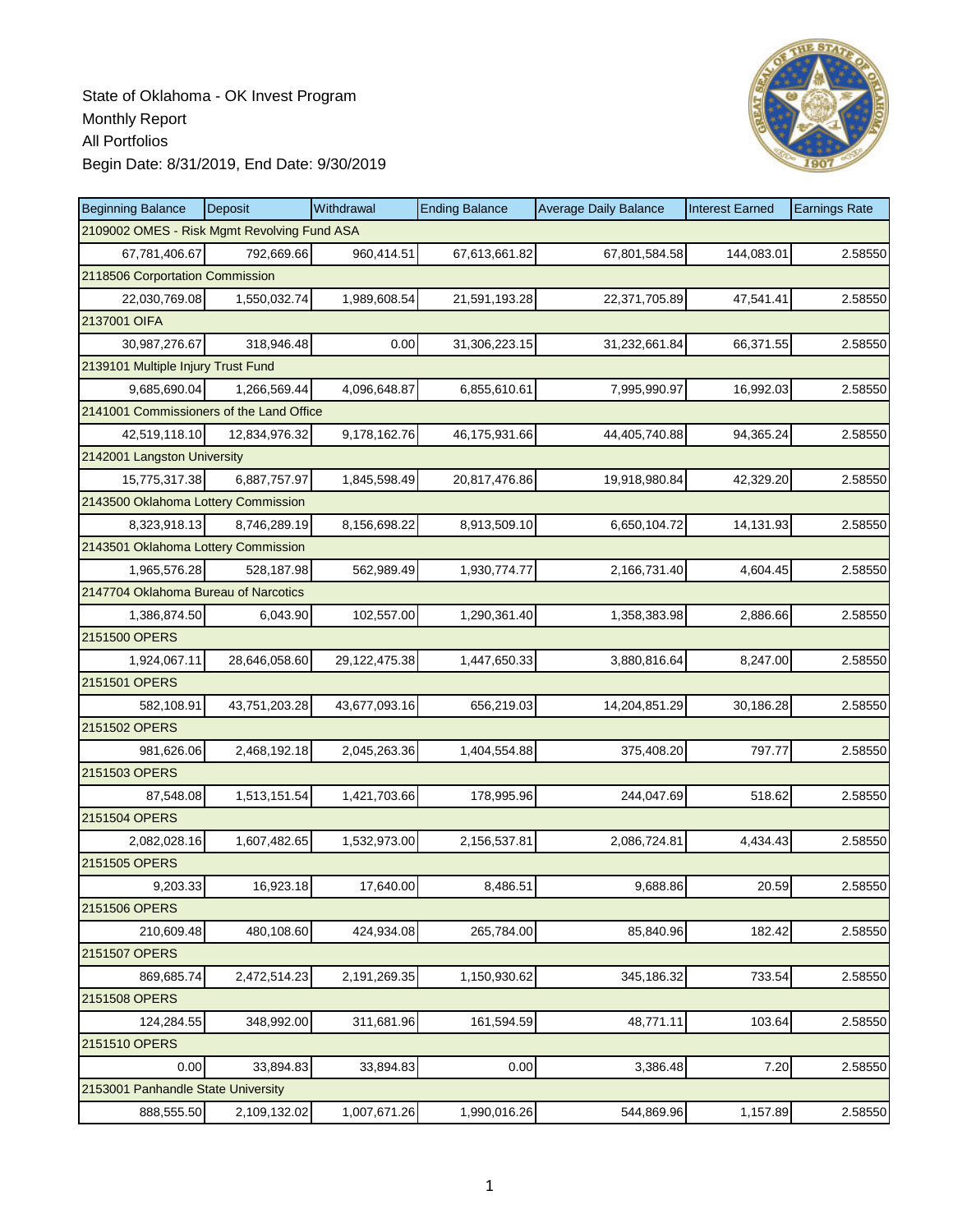State of Oklahoma - OK Invest Program
Monthly Report
All Portfolios
Begin Date: 8/31/2019, End Date: 9/30/2019

| Beginning Balance | Deposit | Withdrawal | Ending Balance | Average Daily Balance | Interest Earned | Earnings Rate |
|---|---|---|---|---|---|---|
| 2109002 OMES - Risk Mgmt Revolving Fund ASA | | | | | | |
| 67,781,406.67 | 792,669.66 | 960,414.51 | 67,613,661.82 | 67,801,584.58 | 144,083.01 | 2.58550 |
| 2118506 Corportation Commission | | | | | | |
| 22,030,769.08 | 1,550,032.74 | 1,989,608.54 | 21,591,193.28 | 22,371,705.89 | 47,541.41 | 2.58550 |
| 2137001 OIFA | | | | | | |
| 30,987,276.67 | 318,946.48 | 0.00 | 31,306,223.15 | 31,232,661.84 | 66,371.55 | 2.58550 |
| 2139101 Multiple Injury Trust Fund | | | | | | |
| 9,685,690.04 | 1,266,569.44 | 4,096,648.87 | 6,855,610.61 | 7,995,990.97 | 16,992.03 | 2.58550 |
| 2141001 Commissioners of the Land Office | | | | | | |
| 42,519,118.10 | 12,834,976.32 | 9,178,162.76 | 46,175,931.66 | 44,405,740.88 | 94,365.24 | 2.58550 |
| 2142001 Langston University | | | | | | |
| 15,775,317.38 | 6,887,757.97 | 1,845,598.49 | 20,817,476.86 | 19,918,980.84 | 42,329.20 | 2.58550 |
| 2143500 Oklahoma Lottery Commission | | | | | | |
| 8,323,918.13 | 8,746,289.19 | 8,156,698.22 | 8,913,509.10 | 6,650,104.72 | 14,131.93 | 2.58550 |
| 2143501 Oklahoma Lottery Commission | | | | | | |
| 1,965,576.28 | 528,187.98 | 562,989.49 | 1,930,774.77 | 2,166,731.40 | 4,604.45 | 2.58550 |
| 2147704 Oklahoma Bureau of Narcotics | | | | | | |
| 1,386,874.50 | 6,043.90 | 102,557.00 | 1,290,361.40 | 1,358,383.98 | 2,886.66 | 2.58550 |
| 2151500 OPERS | | | | | | |
| 1,924,067.11 | 28,646,058.60 | 29,122,475.38 | 1,447,650.33 | 3,880,816.64 | 8,247.00 | 2.58550 |
| 2151501 OPERS | | | | | | |
| 582,108.91 | 43,751,203.28 | 43,677,093.16 | 656,219.03 | 14,204,851.29 | 30,186.28 | 2.58550 |
| 2151502 OPERS | | | | | | |
| 981,626.06 | 2,468,192.18 | 2,045,263.36 | 1,404,554.88 | 375,408.20 | 797.77 | 2.58550 |
| 2151503 OPERS | | | | | | |
| 87,548.08 | 1,513,151.54 | 1,421,703.66 | 178,995.96 | 244,047.69 | 518.62 | 2.58550 |
| 2151504 OPERS | | | | | | |
| 2,082,028.16 | 1,607,482.65 | 1,532,973.00 | 2,156,537.81 | 2,086,724.81 | 4,434.43 | 2.58550 |
| 2151505 OPERS | | | | | | |
| 9,203.33 | 16,923.18 | 17,640.00 | 8,486.51 | 9,688.86 | 20.59 | 2.58550 |
| 2151506 OPERS | | | | | | |
| 210,609.48 | 480,108.60 | 424,934.08 | 265,784.00 | 85,840.96 | 182.42 | 2.58550 |
| 2151507 OPERS | | | | | | |
| 869,685.74 | 2,472,514.23 | 2,191,269.35 | 1,150,930.62 | 345,186.32 | 733.54 | 2.58550 |
| 2151508 OPERS | | | | | | |
| 124,284.55 | 348,992.00 | 311,681.96 | 161,594.59 | 48,771.11 | 103.64 | 2.58550 |
| 2151510 OPERS | | | | | | |
| 0.00 | 33,894.83 | 33,894.83 | 0.00 | 3,386.48 | 7.20 | 2.58550 |
| 2153001 Panhandle State University | | | | | | |
| 888,555.50 | 2,109,132.02 | 1,007,671.26 | 1,990,016.26 | 544,869.96 | 1,157.89 | 2.58550 |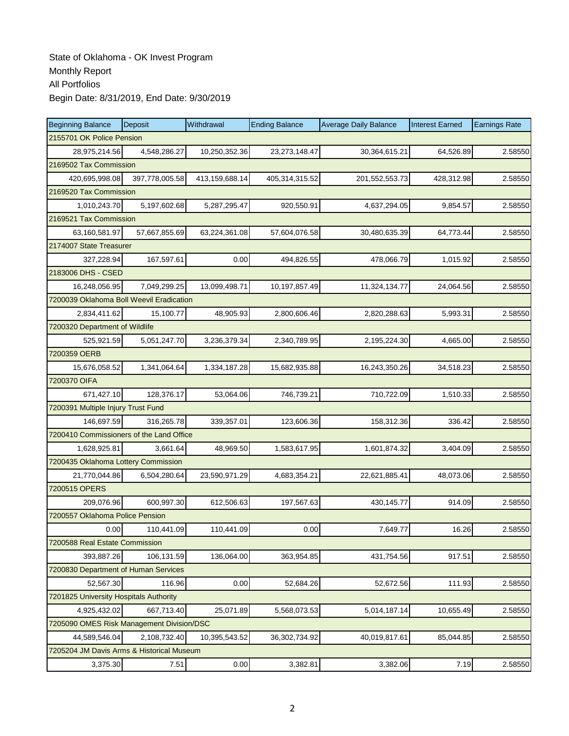State of Oklahoma - OK Invest Program
Monthly Report
All Portfolios
Begin Date: 8/31/2019, End Date: 9/30/2019

| Beginning Balance | Deposit | Withdrawal | Ending Balance | Average Daily Balance | Interest Earned | Earnings Rate |
|---|---|---|---|---|---|---|
| 2155701 OK Police Pension | | | | | | |
| 28,975,214.56 | 4,548,286.27 | 10,250,352.36 | 23,273,148.47 | 30,364,615.21 | 64,526.89 | 2.58550 |
| 2169502 Tax Commission | | | | | | |
| 420,695,998.08 | 397,778,005.58 | 413,159,688.14 | 405,314,315.52 | 201,552,553.73 | 428,312.98 | 2.58550 |
| 2169520 Tax Commission | | | | | | |
| 1,010,243.70 | 5,197,602.68 | 5,287,295.47 | 920,550.91 | 4,637,294.05 | 9,854.57 | 2.58550 |
| 2169521 Tax Commission | | | | | | |
| 63,160,581.97 | 57,667,855.69 | 63,224,361.08 | 57,604,076.58 | 30,480,635.39 | 64,773.44 | 2.58550 |
| 2174007 State Treasurer | | | | | | |
| 327,228.94 | 167,597.61 | 0.00 | 494,826.55 | 478,066.79 | 1,015.92 | 2.58550 |
| 2183006 DHS - CSED | | | | | | |
| 16,248,056.95 | 7,049,299.25 | 13,099,498.71 | 10,197,857.49 | 11,324,134.77 | 24,064.56 | 2.58550 |
| 7200039 Oklahoma Boll Weevil Eradication | | | | | | |
| 2,834,411.62 | 15,100.77 | 48,905.93 | 2,800,606.46 | 2,820,288.63 | 5,993.31 | 2.58550 |
| 7200320 Department of Wildlife | | | | | | |
| 525,921.59 | 5,051,247.70 | 3,236,379.34 | 2,340,789.95 | 2,195,224.30 | 4,665.00 | 2.58550 |
| 7200359 OERB | | | | | | |
| 15,676,058.52 | 1,341,064.64 | 1,334,187.28 | 15,682,935.88 | 16,243,350.26 | 34,518.23 | 2.58550 |
| 7200370 OIFA | | | | | | |
| 671,427.10 | 128,376.17 | 53,064.06 | 746,739.21 | 710,722.09 | 1,510.33 | 2.58550 |
| 7200391 Multiple Injury Trust Fund | | | | | | |
| 146,697.59 | 316,265.78 | 339,357.01 | 123,606.36 | 158,312.36 | 336.42 | 2.58550 |
| 7200410 Commissioners of the Land Office | | | | | | |
| 1,628,925.81 | 3,661.64 | 48,969.50 | 1,583,617.95 | 1,601,874.32 | 3,404.09 | 2.58550 |
| 7200435 Oklahoma Lottery Commission | | | | | | |
| 21,770,044.86 | 6,504,280.64 | 23,590,971.29 | 4,683,354.21 | 22,621,885.41 | 48,073.06 | 2.58550 |
| 7200515 OPERS | | | | | | |
| 209,076.96 | 600,997.30 | 612,506.63 | 197,567.63 | 430,145.77 | 914.09 | 2.58550 |
| 7200557 Oklahoma Police Pension | | | | | | |
| 0.00 | 110,441.09 | 110,441.09 | 0.00 | 7,649.77 | 16.26 | 2.58550 |
| 7200588 Real Estate Commission | | | | | | |
| 393,887.26 | 106,131.59 | 136,064.00 | 363,954.85 | 431,754.56 | 917.51 | 2.58550 |
| 7200830 Department of Human Services | | | | | | |
| 52,567.30 | 116.96 | 0.00 | 52,684.26 | 52,672.56 | 111.93 | 2.58550 |
| 7201825 University Hospitals Authority | | | | | | |
| 4,925,432.02 | 667,713.40 | 25,071.89 | 5,568,073.53 | 5,014,187.14 | 10,655.49 | 2.58550 |
| 7205090 OMES Risk Management Division/DSC | | | | | | |
| 44,589,546.04 | 2,108,732.40 | 10,395,543.52 | 36,302,734.92 | 40,019,817.61 | 85,044.85 | 2.58550 |
| 7205204 JM Davis Arms & Historical Museum | | | | | | |
| 3,375.30 | 7.51 | 0.00 | 3,382.81 | 3,382.06 | 7.19 | 2.58550 |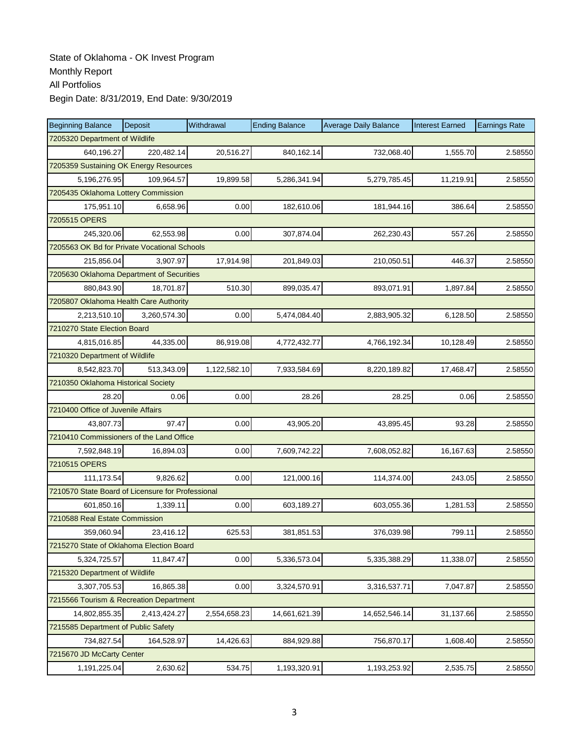State of Oklahoma - OK Invest Program
Monthly Report
All Portfolios
Begin Date: 8/31/2019, End Date: 9/30/2019

| Beginning Balance | Deposit | Withdrawal | Ending Balance | Average Daily Balance | Interest Earned | Earnings Rate |
|---|---|---|---|---|---|---|
| 7205320 Department of Wildlife | | | | | | |
| 640,196.27 | 220,482.14 | 20,516.27 | 840,162.14 | 732,068.40 | 1,555.70 | 2.58550 |
| 7205359 Sustaining OK Energy Resources | | | | | | |
| 5,196,276.95 | 109,964.57 | 19,899.58 | 5,286,341.94 | 5,279,785.45 | 11,219.91 | 2.58550 |
| 7205435 Oklahoma Lottery Commission | | | | | | |
| 175,951.10 | 6,658.96 | 0.00 | 182,610.06 | 181,944.16 | 386.64 | 2.58550 |
| 7205515 OPERS | | | | | | |
| 245,320.06 | 62,553.98 | 0.00 | 307,874.04 | 262,230.43 | 557.26 | 2.58550 |
| 7205563 OK Bd for Private Vocational Schools | | | | | | |
| 215,856.04 | 3,907.97 | 17,914.98 | 201,849.03 | 210,050.51 | 446.37 | 2.58550 |
| 7205630 Oklahoma Department of Securities | | | | | | |
| 880,843.90 | 18,701.87 | 510.30 | 899,035.47 | 893,071.91 | 1,897.84 | 2.58550 |
| 7205807 Oklahoma Health Care Authority | | | | | | |
| 2,213,510.10 | 3,260,574.30 | 0.00 | 5,474,084.40 | 2,883,905.32 | 6,128.50 | 2.58550 |
| 7210270 State Election Board | | | | | | |
| 4,815,016.85 | 44,335.00 | 86,919.08 | 4,772,432.77 | 4,766,192.34 | 10,128.49 | 2.58550 |
| 7210320 Department of Wildlife | | | | | | |
| 8,542,823.70 | 513,343.09 | 1,122,582.10 | 7,933,584.69 | 8,220,189.82 | 17,468.47 | 2.58550 |
| 7210350 Oklahoma Historical Society | | | | | | |
| 28.20 | 0.06 | 0.00 | 28.26 | 28.25 | 0.06 | 2.58550 |
| 7210400 Office of Juvenile Affairs | | | | | | |
| 43,807.73 | 97.47 | 0.00 | 43,905.20 | 43,895.45 | 93.28 | 2.58550 |
| 7210410 Commissioners of the Land Office | | | | | | |
| 7,592,848.19 | 16,894.03 | 0.00 | 7,609,742.22 | 7,608,052.82 | 16,167.63 | 2.58550 |
| 7210515 OPERS | | | | | | |
| 111,173.54 | 9,826.62 | 0.00 | 121,000.16 | 114,374.00 | 243.05 | 2.58550 |
| 7210570 State Board of Licensure for Professional | | | | | | |
| 601,850.16 | 1,339.11 | 0.00 | 603,189.27 | 603,055.36 | 1,281.53 | 2.58550 |
| 7210588 Real Estate Commission | | | | | | |
| 359,060.94 | 23,416.12 | 625.53 | 381,851.53 | 376,039.98 | 799.11 | 2.58550 |
| 7215270 State of Oklahoma Election Board | | | | | | |
| 5,324,725.57 | 11,847.47 | 0.00 | 5,336,573.04 | 5,335,388.29 | 11,338.07 | 2.58550 |
| 7215320 Department of Wildlife | | | | | | |
| 3,307,705.53 | 16,865.38 | 0.00 | 3,324,570.91 | 3,316,537.71 | 7,047.87 | 2.58550 |
| 7215566 Tourism & Recreation Department | | | | | | |
| 14,802,855.35 | 2,413,424.27 | 2,554,658.23 | 14,661,621.39 | 14,652,546.14 | 31,137.66 | 2.58550 |
| 7215585 Department of Public Safety | | | | | | |
| 734,827.54 | 164,528.97 | 14,426.63 | 884,929.88 | 756,870.17 | 1,608.40 | 2.58550 |
| 7215670 JD McCarty Center | | | | | | |
| 1,191,225.04 | 2,630.62 | 534.75 | 1,193,320.91 | 1,193,253.92 | 2,535.75 | 2.58550 |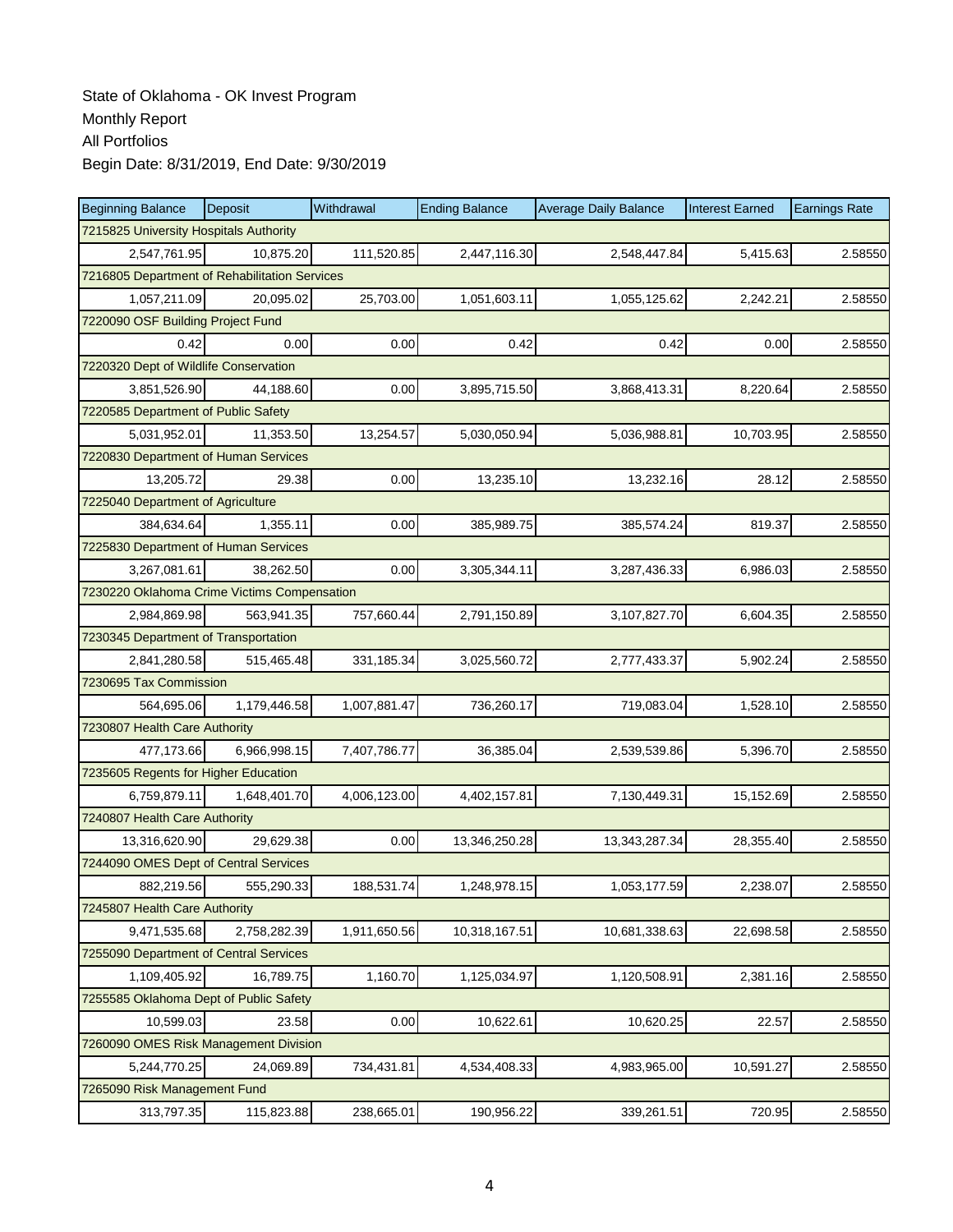State of Oklahoma - OK Invest Program

Monthly Report

All Portfolios

Begin Date: 8/31/2019, End Date: 9/30/2019

| Beginning Balance | Deposit | Withdrawal | Ending Balance | Average Daily Balance | Interest Earned | Earnings Rate |
|---|---|---|---|---|---|---|
| 7215825 University Hospitals Authority | | | | | | |
| 2,547,761.95 | 10,875.20 | 111,520.85 | 2,447,116.30 | 2,548,447.84 | 5,415.63 | 2.58550 |
| 7216805 Department of Rehabilitation Services | | | | | | |
| 1,057,211.09 | 20,095.02 | 25,703.00 | 1,051,603.11 | 1,055,125.62 | 2,242.21 | 2.58550 |
| 7220090 OSF Building Project Fund | | | | | | |
| 0.42 | 0.00 | 0.00 | 0.42 | 0.42 | 0.00 | 2.58550 |
| 7220320 Dept of Wildlife Conservation | | | | | | |
| 3,851,526.90 | 44,188.60 | 0.00 | 3,895,715.50 | 3,868,413.31 | 8,220.64 | 2.58550 |
| 7220585 Department of Public Safety | | | | | | |
| 5,031,952.01 | 11,353.50 | 13,254.57 | 5,030,050.94 | 5,036,988.81 | 10,703.95 | 2.58550 |
| 7220830 Department of Human Services | | | | | | |
| 13,205.72 | 29.38 | 0.00 | 13,235.10 | 13,232.16 | 28.12 | 2.58550 |
| 7225040 Department of Agriculture | | | | | | |
| 384,634.64 | 1,355.11 | 0.00 | 385,989.75 | 385,574.24 | 819.37 | 2.58550 |
| 7225830 Department of Human Services | | | | | | |
| 3,267,081.61 | 38,262.50 | 0.00 | 3,305,344.11 | 3,287,436.33 | 6,986.03 | 2.58550 |
| 7230220 Oklahoma Crime Victims Compensation | | | | | | |
| 2,984,869.98 | 563,941.35 | 757,660.44 | 2,791,150.89 | 3,107,827.70 | 6,604.35 | 2.58550 |
| 7230345 Department of Transportation | | | | | | |
| 2,841,280.58 | 515,465.48 | 331,185.34 | 3,025,560.72 | 2,777,433.37 | 5,902.24 | 2.58550 |
| 7230695 Tax Commission | | | | | | |
| 564,695.06 | 1,179,446.58 | 1,007,881.47 | 736,260.17 | 719,083.04 | 1,528.10 | 2.58550 |
| 7230807 Health Care Authority | | | | | | |
| 477,173.66 | 6,966,998.15 | 7,407,786.77 | 36,385.04 | 2,539,539.86 | 5,396.70 | 2.58550 |
| 7235605 Regents for Higher Education | | | | | | |
| 6,759,879.11 | 1,648,401.70 | 4,006,123.00 | 4,402,157.81 | 7,130,449.31 | 15,152.69 | 2.58550 |
| 7240807 Health Care Authority | | | | | | |
| 13,316,620.90 | 29,629.38 | 0.00 | 13,346,250.28 | 13,343,287.34 | 28,355.40 | 2.58550 |
| 7244090 OMES Dept of Central Services | | | | | | |
| 882,219.56 | 555,290.33 | 188,531.74 | 1,248,978.15 | 1,053,177.59 | 2,238.07 | 2.58550 |
| 7245807 Health Care Authority | | | | | | |
| 9,471,535.68 | 2,758,282.39 | 1,911,650.56 | 10,318,167.51 | 10,681,338.63 | 22,698.58 | 2.58550 |
| 7255090 Department of Central Services | | | | | | |
| 1,109,405.92 | 16,789.75 | 1,160.70 | 1,125,034.97 | 1,120,508.91 | 2,381.16 | 2.58550 |
| 7255585 Oklahoma Dept of Public Safety | | | | | | |
| 10,599.03 | 23.58 | 0.00 | 10,622.61 | 10,620.25 | 22.57 | 2.58550 |
| 7260090 OMES Risk Management Division | | | | | | |
| 5,244,770.25 | 24,069.89 | 734,431.81 | 4,534,408.33 | 4,983,965.00 | 10,591.27 | 2.58550 |
| 7265090 Risk Management Fund | | | | | | |
| 313,797.35 | 115,823.88 | 238,665.01 | 190,956.22 | 339,261.51 | 720.95 | 2.58550 |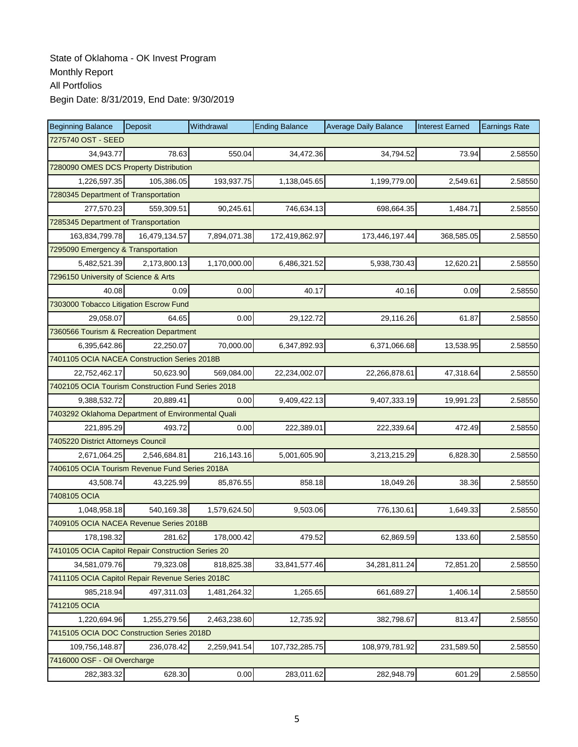State of Oklahoma - OK Invest Program
Monthly Report
All Portfolios
Begin Date: 8/31/2019, End Date: 9/30/2019

| Beginning Balance | Deposit | Withdrawal | Ending Balance | Average Daily Balance | Interest Earned | Earnings Rate |
|---|---|---|---|---|---|---|
| 7275740 OST - SEED | | | | | | |
| 34,943.77 | 78.63 | 550.04 | 34,472.36 | 34,794.52 | 73.94 | 2.58550 |
| 7280090 OMES DCS Property Distribution | | | | | | |
| 1,226,597.35 | 105,386.05 | 193,937.75 | 1,138,045.65 | 1,199,779.00 | 2,549.61 | 2.58550 |
| 7280345 Department of Transportation | | | | | | |
| 277,570.23 | 559,309.51 | 90,245.61 | 746,634.13 | 698,664.35 | 1,484.71 | 2.58550 |
| 7285345 Department of Transportation | | | | | | |
| 163,834,799.78 | 16,479,134.57 | 7,894,071.38 | 172,419,862.97 | 173,446,197.44 | 368,585.05 | 2.58550 |
| 7295090 Emergency & Transportation | | | | | | |
| 5,482,521.39 | 2,173,800.13 | 1,170,000.00 | 6,486,321.52 | 5,938,730.43 | 12,620.21 | 2.58550 |
| 7296150 University of Science & Arts | | | | | | |
| 40.08 | 0.09 | 0.00 | 40.17 | 40.16 | 0.09 | 2.58550 |
| 7303000 Tobacco Litigation Escrow Fund | | | | | | |
| 29,058.07 | 64.65 | 0.00 | 29,122.72 | 29,116.26 | 61.87 | 2.58550 |
| 7360566 Tourism & Recreation Department | | | | | | |
| 6,395,642.86 | 22,250.07 | 70,000.00 | 6,347,892.93 | 6,371,066.68 | 13,538.95 | 2.58550 |
| 7401105 OCIA NACEA Construction Series 2018B | | | | | | |
| 22,752,462.17 | 50,623.90 | 569,084.00 | 22,234,002.07 | 22,266,878.61 | 47,318.64 | 2.58550 |
| 7402105 OCIA Tourism Construction Fund Series 2018 | | | | | | |
| 9,388,532.72 | 20,889.41 | 0.00 | 9,409,422.13 | 9,407,333.19 | 19,991.23 | 2.58550 |
| 7403292 Oklahoma Department of Environmental Quali | | | | | | |
| 221,895.29 | 493.72 | 0.00 | 222,389.01 | 222,339.64 | 472.49 | 2.58550 |
| 7405220 District Attorneys Council | | | | | | |
| 2,671,064.25 | 2,546,684.81 | 216,143.16 | 5,001,605.90 | 3,213,215.29 | 6,828.30 | 2.58550 |
| 7406105 OCIA Tourism Revenue Fund Series 2018A | | | | | | |
| 43,508.74 | 43,225.99 | 85,876.55 | 858.18 | 18,049.26 | 38.36 | 2.58550 |
| 7408105 OCIA | | | | | | |
| 1,048,958.18 | 540,169.38 | 1,579,624.50 | 9,503.06 | 776,130.61 | 1,649.33 | 2.58550 |
| 7409105 OCIA NACEA Revenue Series 2018B | | | | | | |
| 178,198.32 | 281.62 | 178,000.42 | 479.52 | 62,869.59 | 133.60 | 2.58550 |
| 7410105 OCIA Capitol Repair Construction Series 20 | | | | | | |
| 34,581,079.76 | 79,323.08 | 818,825.38 | 33,841,577.46 | 34,281,811.24 | 72,851.20 | 2.58550 |
| 7411105 OCIA Capitol Repair Revenue Series 2018C | | | | | | |
| 985,218.94 | 497,311.03 | 1,481,264.32 | 1,265.65 | 661,689.27 | 1,406.14 | 2.58550 |
| 7412105 OCIA | | | | | | |
| 1,220,694.96 | 1,255,279.56 | 2,463,238.60 | 12,735.92 | 382,798.67 | 813.47 | 2.58550 |
| 7415105 OCIA DOC Construction Series 2018D | | | | | | |
| 109,756,148.87 | 236,078.42 | 2,259,941.54 | 107,732,285.75 | 108,979,781.92 | 231,589.50 | 2.58550 |
| 7416000 OSF - Oil Overcharge | | | | | | |
| 282,383.32 | 628.30 | 0.00 | 283,011.62 | 282,948.79 | 601.29 | 2.58550 |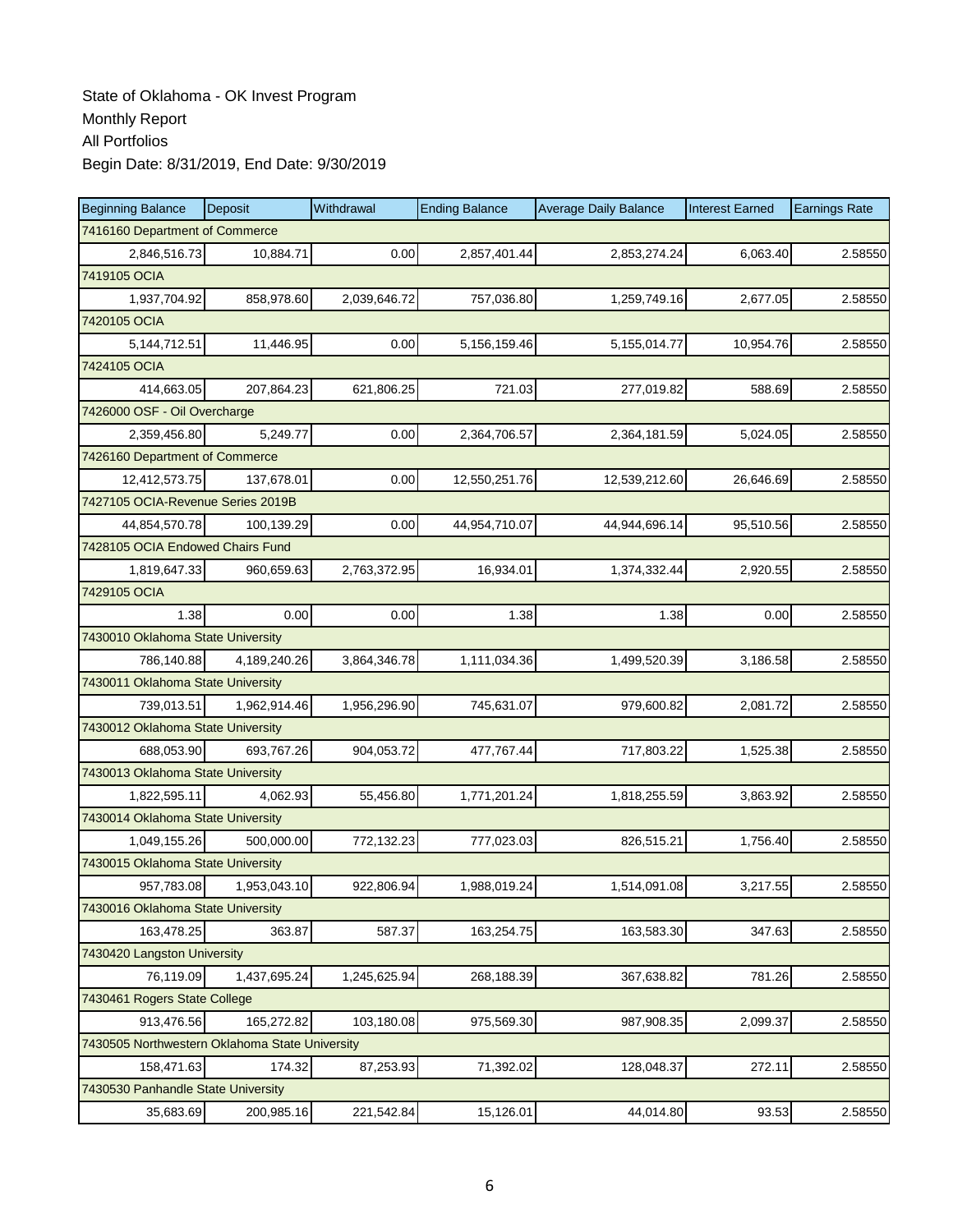State of Oklahoma - OK Invest Program
Monthly Report
All Portfolios
Begin Date: 8/31/2019, End Date: 9/30/2019

| Beginning Balance | Deposit | Withdrawal | Ending Balance | Average Daily Balance | Interest Earned | Earnings Rate |
|---|---|---|---|---|---|---|
| 7416160 Department of Commerce | | | | | | |
| 2,846,516.73 | 10,884.71 | 0.00 | 2,857,401.44 | 2,853,274.24 | 6,063.40 | 2.58550 |
| 7419105 OCIA | | | | | | |
| 1,937,704.92 | 858,978.60 | 2,039,646.72 | 757,036.80 | 1,259,749.16 | 2,677.05 | 2.58550 |
| 7420105 OCIA | | | | | | |
| 5,144,712.51 | 11,446.95 | 0.00 | 5,156,159.46 | 5,155,014.77 | 10,954.76 | 2.58550 |
| 7424105 OCIA | | | | | | |
| 414,663.05 | 207,864.23 | 621,806.25 | 721.03 | 277,019.82 | 588.69 | 2.58550 |
| 7426000 OSF - Oil Overcharge | | | | | | |
| 2,359,456.80 | 5,249.77 | 0.00 | 2,364,706.57 | 2,364,181.59 | 5,024.05 | 2.58550 |
| 7426160 Department of Commerce | | | | | | |
| 12,412,573.75 | 137,678.01 | 0.00 | 12,550,251.76 | 12,539,212.60 | 26,646.69 | 2.58550 |
| 7427105 OCIA-Revenue Series 2019B | | | | | | |
| 44,854,570.78 | 100,139.29 | 0.00 | 44,954,710.07 | 44,944,696.14 | 95,510.56 | 2.58550 |
| 7428105 OCIA Endowed Chairs Fund | | | | | | |
| 1,819,647.33 | 960,659.63 | 2,763,372.95 | 16,934.01 | 1,374,332.44 | 2,920.55 | 2.58550 |
| 7429105 OCIA | | | | | | |
| 1.38 | 0.00 | 0.00 | 1.38 | 1.38 | 0.00 | 2.58550 |
| 7430010 Oklahoma State University | | | | | | |
| 786,140.88 | 4,189,240.26 | 3,864,346.78 | 1,111,034.36 | 1,499,520.39 | 3,186.58 | 2.58550 |
| 7430011 Oklahoma State University | | | | | | |
| 739,013.51 | 1,962,914.46 | 1,956,296.90 | 745,631.07 | 979,600.82 | 2,081.72 | 2.58550 |
| 7430012 Oklahoma State University | | | | | | |
| 688,053.90 | 693,767.26 | 904,053.72 | 477,767.44 | 717,803.22 | 1,525.38 | 2.58550 |
| 7430013 Oklahoma State University | | | | | | |
| 1,822,595.11 | 4,062.93 | 55,456.80 | 1,771,201.24 | 1,818,255.59 | 3,863.92 | 2.58550 |
| 7430014 Oklahoma State University | | | | | | |
| 1,049,155.26 | 500,000.00 | 772,132.23 | 777,023.03 | 826,515.21 | 1,756.40 | 2.58550 |
| 7430015 Oklahoma State University | | | | | | |
| 957,783.08 | 1,953,043.10 | 922,806.94 | 1,988,019.24 | 1,514,091.08 | 3,217.55 | 2.58550 |
| 7430016 Oklahoma State University | | | | | | |
| 163,478.25 | 363.87 | 587.37 | 163,254.75 | 163,583.30 | 347.63 | 2.58550 |
| 7430420 Langston University | | | | | | |
| 76,119.09 | 1,437,695.24 | 1,245,625.94 | 268,188.39 | 367,638.82 | 781.26 | 2.58550 |
| 7430461 Rogers State College | | | | | | |
| 913,476.56 | 165,272.82 | 103,180.08 | 975,569.30 | 987,908.35 | 2,099.37 | 2.58550 |
| 7430505 Northwestern Oklahoma State University | | | | | | |
| 158,471.63 | 174.32 | 87,253.93 | 71,392.02 | 128,048.37 | 272.11 | 2.58550 |
| 7430530 Panhandle State University | | | | | | |
| 35,683.69 | 200,985.16 | 221,542.84 | 15,126.01 | 44,014.80 | 93.53 | 2.58550 |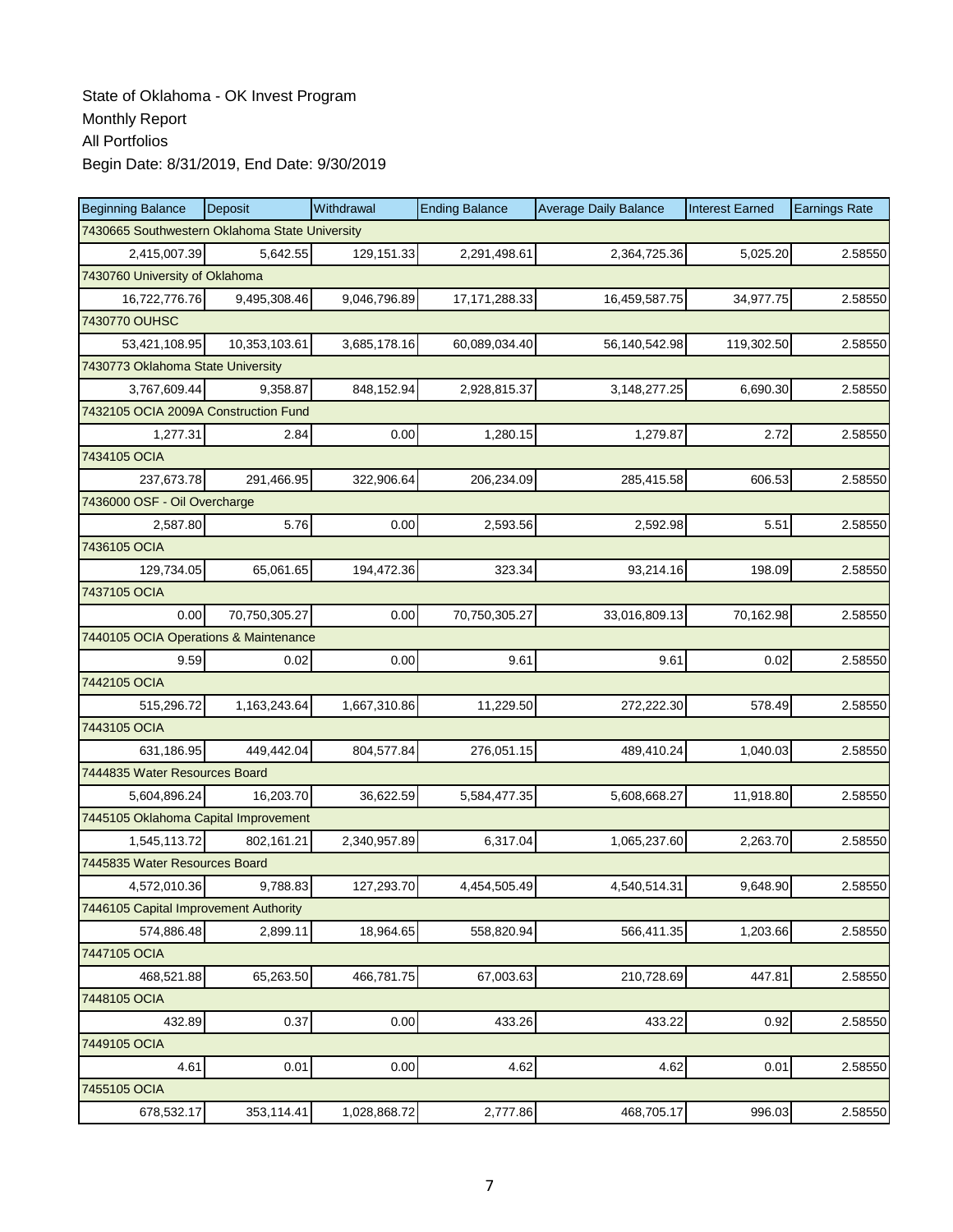State of Oklahoma - OK Invest Program
Monthly Report
All Portfolios
Begin Date: 8/31/2019, End Date: 9/30/2019

| Beginning Balance | Deposit | Withdrawal | Ending Balance | Average Daily Balance | Interest Earned | Earnings Rate |
|---|---|---|---|---|---|---|
| 7430665 Southwestern Oklahoma State University | | | | | | |
| 2,415,007.39 | 5,642.55 | 129,151.33 | 2,291,498.61 | 2,364,725.36 | 5,025.20 | 2.58550 |
| 7430760 University of Oklahoma | | | | | | |
| 16,722,776.76 | 9,495,308.46 | 9,046,796.89 | 17,171,288.33 | 16,459,587.75 | 34,977.75 | 2.58550 |
| 7430770 OUHSC | | | | | | |
| 53,421,108.95 | 10,353,103.61 | 3,685,178.16 | 60,089,034.40 | 56,140,542.98 | 119,302.50 | 2.58550 |
| 7430773 Oklahoma State University | | | | | | |
| 3,767,609.44 | 9,358.87 | 848,152.94 | 2,928,815.37 | 3,148,277.25 | 6,690.30 | 2.58550 |
| 7432105 OCIA 2009A Construction Fund | | | | | | |
| 1,277.31 | 2.84 | 0.00 | 1,280.15 | 1,279.87 | 2.72 | 2.58550 |
| 7434105 OCIA | | | | | | |
| 237,673.78 | 291,466.95 | 322,906.64 | 206,234.09 | 285,415.58 | 606.53 | 2.58550 |
| 7436000 OSF - Oil Overcharge | | | | | | |
| 2,587.80 | 5.76 | 0.00 | 2,593.56 | 2,592.98 | 5.51 | 2.58550 |
| 7436105 OCIA | | | | | | |
| 129,734.05 | 65,061.65 | 194,472.36 | 323.34 | 93,214.16 | 198.09 | 2.58550 |
| 7437105 OCIA | | | | | | |
| 0.00 | 70,750,305.27 | 0.00 | 70,750,305.27 | 33,016,809.13 | 70,162.98 | 2.58550 |
| 7440105 OCIA Operations & Maintenance | | | | | | |
| 9.59 | 0.02 | 0.00 | 9.61 | 9.61 | 0.02 | 2.58550 |
| 7442105 OCIA | | | | | | |
| 515,296.72 | 1,163,243.64 | 1,667,310.86 | 11,229.50 | 272,222.30 | 578.49 | 2.58550 |
| 7443105 OCIA | | | | | | |
| 631,186.95 | 449,442.04 | 804,577.84 | 276,051.15 | 489,410.24 | 1,040.03 | 2.58550 |
| 7444835 Water Resources Board | | | | | | |
| 5,604,896.24 | 16,203.70 | 36,622.59 | 5,584,477.35 | 5,608,668.27 | 11,918.80 | 2.58550 |
| 7445105 Oklahoma Capital Improvement | | | | | | |
| 1,545,113.72 | 802,161.21 | 2,340,957.89 | 6,317.04 | 1,065,237.60 | 2,263.70 | 2.58550 |
| 7445835 Water Resources Board | | | | | | |
| 4,572,010.36 | 9,788.83 | 127,293.70 | 4,454,505.49 | 4,540,514.31 | 9,648.90 | 2.58550 |
| 7446105 Capital Improvement Authority | | | | | | |
| 574,886.48 | 2,899.11 | 18,964.65 | 558,820.94 | 566,411.35 | 1,203.66 | 2.58550 |
| 7447105 OCIA | | | | | | |
| 468,521.88 | 65,263.50 | 466,781.75 | 67,003.63 | 210,728.69 | 447.81 | 2.58550 |
| 7448105 OCIA | | | | | | |
| 432.89 | 0.37 | 0.00 | 433.26 | 433.22 | 0.92 | 2.58550 |
| 7449105 OCIA | | | | | | |
| 4.61 | 0.01 | 0.00 | 4.62 | 4.62 | 0.01 | 2.58550 |
| 7455105 OCIA | | | | | | |
| 678,532.17 | 353,114.41 | 1,028,868.72 | 2,777.86 | 468,705.17 | 996.03 | 2.58550 |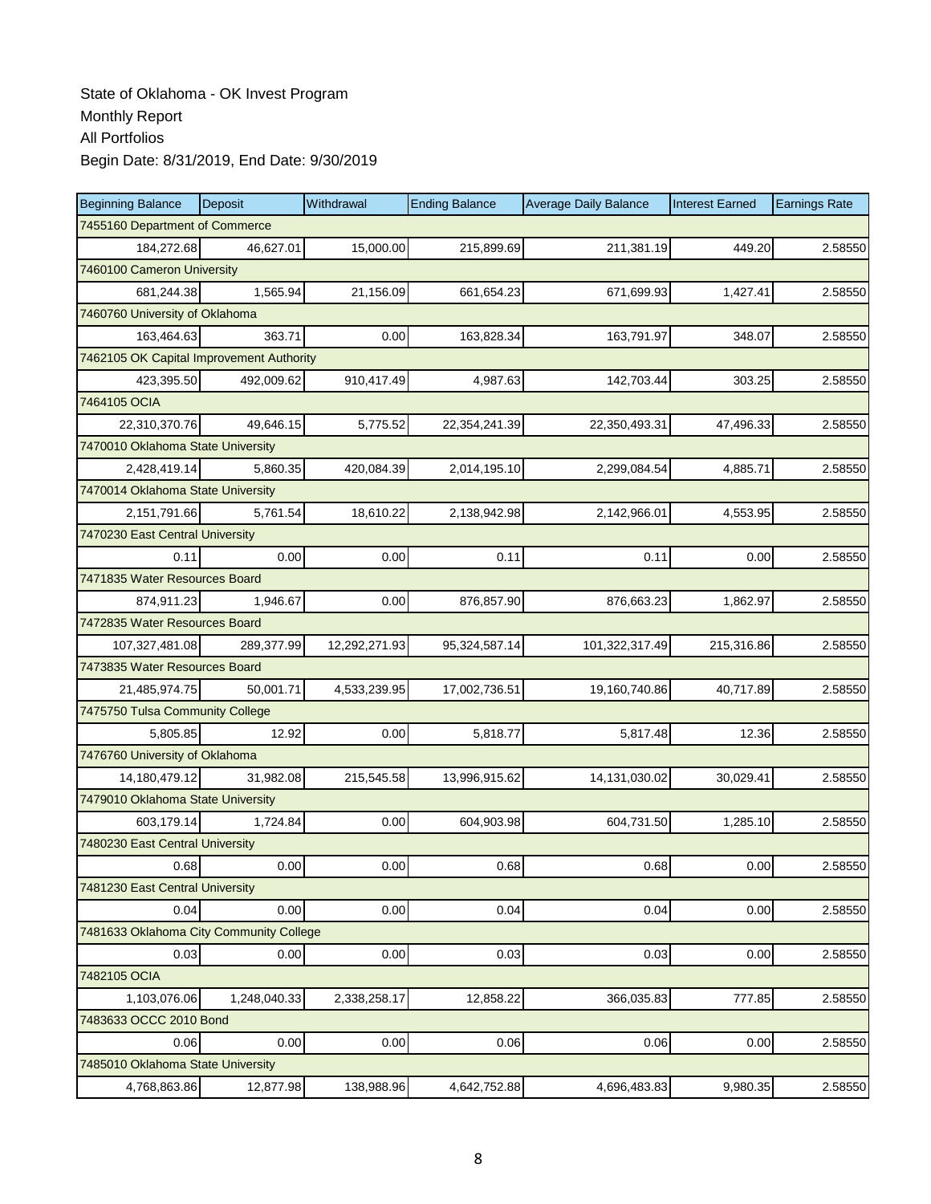State of Oklahoma - OK Invest Program
Monthly Report
All Portfolios
Begin Date: 8/31/2019, End Date: 9/30/2019

| Beginning Balance | Deposit | Withdrawal | Ending Balance | Average Daily Balance | Interest Earned | Earnings Rate |
|---|---|---|---|---|---|---|
| 7455160 Department of Commerce | | | | | | |
| 184,272.68 | 46,627.01 | 15,000.00 | 215,899.69 | 211,381.19 | 449.20 | 2.58550 |
| 7460100 Cameron University | | | | | | |
| 681,244.38 | 1,565.94 | 21,156.09 | 661,654.23 | 671,699.93 | 1,427.41 | 2.58550 |
| 7460760 University of Oklahoma | | | | | | |
| 163,464.63 | 363.71 | 0.00 | 163,828.34 | 163,791.97 | 348.07 | 2.58550 |
| 7462105 OK Capital Improvement Authority | | | | | | |
| 423,395.50 | 492,009.62 | 910,417.49 | 4,987.63 | 142,703.44 | 303.25 | 2.58550 |
| 7464105 OCIA | | | | | | |
| 22,310,370.76 | 49,646.15 | 5,775.52 | 22,354,241.39 | 22,350,493.31 | 47,496.33 | 2.58550 |
| 7470010 Oklahoma State University | | | | | | |
| 2,428,419.14 | 5,860.35 | 420,084.39 | 2,014,195.10 | 2,299,084.54 | 4,885.71 | 2.58550 |
| 7470014 Oklahoma State University | | | | | | |
| 2,151,791.66 | 5,761.54 | 18,610.22 | 2,138,942.98 | 2,142,966.01 | 4,553.95 | 2.58550 |
| 7470230 East Central University | | | | | | |
| 0.11 | 0.00 | 0.00 | 0.11 | 0.11 | 0.00 | 2.58550 |
| 7471835 Water Resources Board | | | | | | |
| 874,911.23 | 1,946.67 | 0.00 | 876,857.90 | 876,663.23 | 1,862.97 | 2.58550 |
| 7472835 Water Resources Board | | | | | | |
| 107,327,481.08 | 289,377.99 | 12,292,271.93 | 95,324,587.14 | 101,322,317.49 | 215,316.86 | 2.58550 |
| 7473835 Water Resources Board | | | | | | |
| 21,485,974.75 | 50,001.71 | 4,533,239.95 | 17,002,736.51 | 19,160,740.86 | 40,717.89 | 2.58550 |
| 7475750 Tulsa Community College | | | | | | |
| 5,805.85 | 12.92 | 0.00 | 5,818.77 | 5,817.48 | 12.36 | 2.58550 |
| 7476760 University of Oklahoma | | | | | | |
| 14,180,479.12 | 31,982.08 | 215,545.58 | 13,996,915.62 | 14,131,030.02 | 30,029.41 | 2.58550 |
| 7479010 Oklahoma State University | | | | | | |
| 603,179.14 | 1,724.84 | 0.00 | 604,903.98 | 604,731.50 | 1,285.10 | 2.58550 |
| 7480230 East Central University | | | | | | |
| 0.68 | 0.00 | 0.00 | 0.68 | 0.68 | 0.00 | 2.58550 |
| 7481230 East Central University | | | | | | |
| 0.04 | 0.00 | 0.00 | 0.04 | 0.04 | 0.00 | 2.58550 |
| 7481633 Oklahoma City Community College | | | | | | |
| 0.03 | 0.00 | 0.00 | 0.03 | 0.03 | 0.00 | 2.58550 |
| 7482105 OCIA | | | | | | |
| 1,103,076.06 | 1,248,040.33 | 2,338,258.17 | 12,858.22 | 366,035.83 | 777.85 | 2.58550 |
| 7483633 OCCC 2010 Bond | | | | | | |
| 0.06 | 0.00 | 0.00 | 0.06 | 0.06 | 0.00 | 2.58550 |
| 7485010 Oklahoma State University | | | | | | |
| 4,768,863.86 | 12,877.98 | 138,988.96 | 4,642,752.88 | 4,696,483.83 | 9,980.35 | 2.58550 |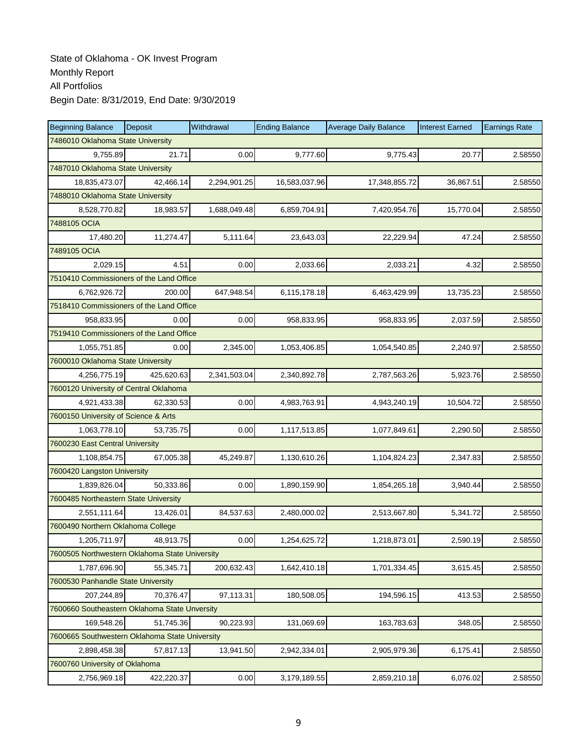State of Oklahoma - OK Invest Program
Monthly Report
All Portfolios
Begin Date: 8/31/2019, End Date: 9/30/2019

| Beginning Balance | Deposit | Withdrawal | Ending Balance | Average Daily Balance | Interest Earned | Earnings Rate |
|---|---|---|---|---|---|---|
| 7486010 Oklahoma State University | | | | | | |
| 9,755.89 | 21.71 | 0.00 | 9,777.60 | 9,775.43 | 20.77 | 2.58550 |
| 7487010 Oklahoma State University | | | | | | |
| 18,835,473.07 | 42,466.14 | 2,294,901.25 | 16,583,037.96 | 17,348,855.72 | 36,867.51 | 2.58550 |
| 7488010 Oklahoma State University | | | | | | |
| 8,528,770.82 | 18,983.57 | 1,688,049.48 | 6,859,704.91 | 7,420,954.76 | 15,770.04 | 2.58550 |
| 7488105 OCIA | | | | | | |
| 17,480.20 | 11,274.47 | 5,111.64 | 23,643.03 | 22,229.94 | 47.24 | 2.58550 |
| 7489105 OCIA | | | | | | |
| 2,029.15 | 4.51 | 0.00 | 2,033.66 | 2,033.21 | 4.32 | 2.58550 |
| 7510410 Commissioners of the Land Office | | | | | | |
| 6,762,926.72 | 200.00 | 647,948.54 | 6,115,178.18 | 6,463,429.99 | 13,735.23 | 2.58550 |
| 7518410 Commissioners of the Land Office | | | | | | |
| 958,833.95 | 0.00 | 0.00 | 958,833.95 | 958,833.95 | 2,037.59 | 2.58550 |
| 7519410 Commissioners of the Land Office | | | | | | |
| 1,055,751.85 | 0.00 | 2,345.00 | 1,053,406.85 | 1,054,540.85 | 2,240.97 | 2.58550 |
| 7600010 Oklahoma State University | | | | | | |
| 4,256,775.19 | 425,620.63 | 2,341,503.04 | 2,340,892.78 | 2,787,563.26 | 5,923.76 | 2.58550 |
| 7600120 University of Central Oklahoma | | | | | | |
| 4,921,433.38 | 62,330.53 | 0.00 | 4,983,763.91 | 4,943,240.19 | 10,504.72 | 2.58550 |
| 7600150 University of Science & Arts | | | | | | |
| 1,063,778.10 | 53,735.75 | 0.00 | 1,117,513.85 | 1,077,849.61 | 2,290.50 | 2.58550 |
| 7600230 East Central University | | | | | | |
| 1,108,854.75 | 67,005.38 | 45,249.87 | 1,130,610.26 | 1,104,824.23 | 2,347.83 | 2.58550 |
| 7600420 Langston University | | | | | | |
| 1,839,826.04 | 50,333.86 | 0.00 | 1,890,159.90 | 1,854,265.18 | 3,940.44 | 2.58550 |
| 7600485 Northeastern State University | | | | | | |
| 2,551,111.64 | 13,426.01 | 84,537.63 | 2,480,000.02 | 2,513,667.80 | 5,341.72 | 2.58550 |
| 7600490 Northern Oklahoma College | | | | | | |
| 1,205,711.97 | 48,913.75 | 0.00 | 1,254,625.72 | 1,218,873.01 | 2,590.19 | 2.58550 |
| 7600505 Northwestern Oklahoma State University | | | | | | |
| 1,787,696.90 | 55,345.71 | 200,632.43 | 1,642,410.18 | 1,701,334.45 | 3,615.45 | 2.58550 |
| 7600530 Panhandle State University | | | | | | |
| 207,244.89 | 70,376.47 | 97,113.31 | 180,508.05 | 194,596.15 | 413.53 | 2.58550 |
| 7600660 Southeastern Oklahoma State Unversity | | | | | | |
| 169,548.26 | 51,745.36 | 90,223.93 | 131,069.69 | 163,783.63 | 348.05 | 2.58550 |
| 7600665 Southwestern Oklahoma State University | | | | | | |
| 2,898,458.38 | 57,817.13 | 13,941.50 | 2,942,334.01 | 2,905,979.36 | 6,175.41 | 2.58550 |
| 7600760 University of Oklahoma | | | | | | |
| 2,756,969.18 | 422,220.37 | 0.00 | 3,179,189.55 | 2,859,210.18 | 6,076.02 | 2.58550 |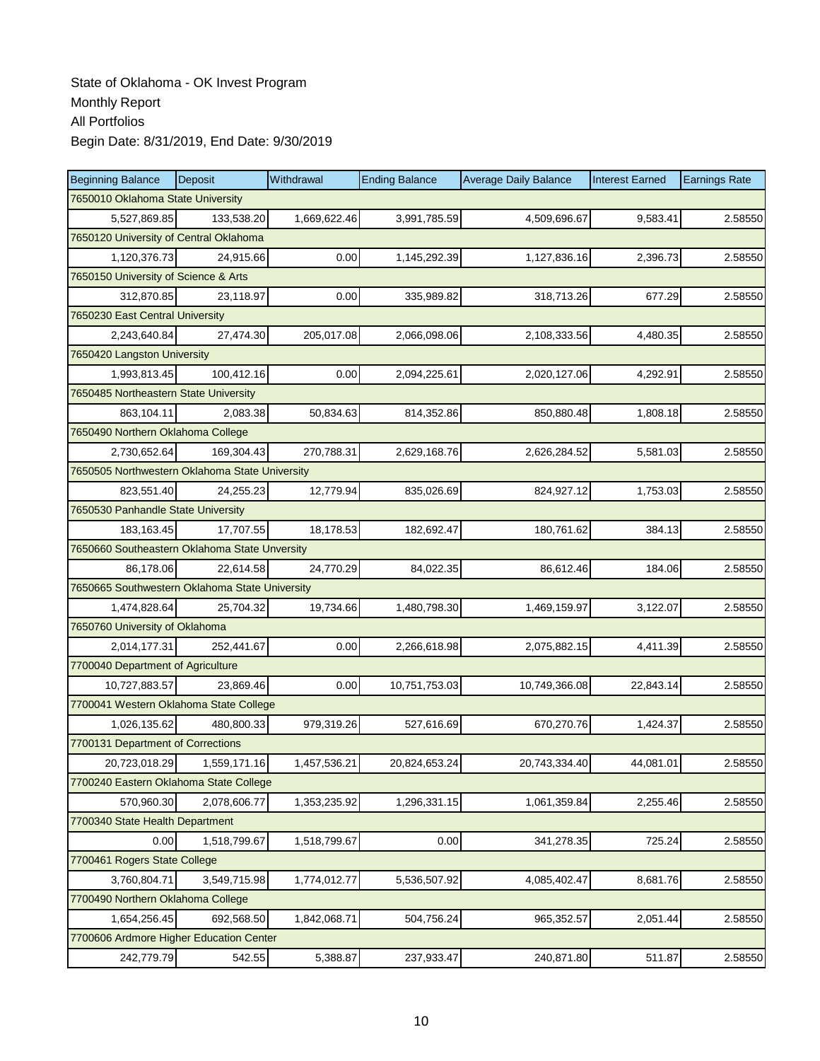State of Oklahoma - OK Invest Program
Monthly Report
All Portfolios
Begin Date: 8/31/2019, End Date: 9/30/2019

| Beginning Balance | Deposit | Withdrawal | Ending Balance | Average Daily Balance | Interest Earned | Earnings Rate |
|---|---|---|---|---|---|---|
| 7650010 Oklahoma State University | | | | | | |
| 5,527,869.85 | 133,538.20 | 1,669,622.46 | 3,991,785.59 | 4,509,696.67 | 9,583.41 | 2.58550 |
| 7650120 University of Central Oklahoma | | | | | | |
| 1,120,376.73 | 24,915.66 | 0.00 | 1,145,292.39 | 1,127,836.16 | 2,396.73 | 2.58550 |
| 7650150 University of Science & Arts | | | | | | |
| 312,870.85 | 23,118.97 | 0.00 | 335,989.82 | 318,713.26 | 677.29 | 2.58550 |
| 7650230 East Central University | | | | | | |
| 2,243,640.84 | 27,474.30 | 205,017.08 | 2,066,098.06 | 2,108,333.56 | 4,480.35 | 2.58550 |
| 7650420 Langston University | | | | | | |
| 1,993,813.45 | 100,412.16 | 0.00 | 2,094,225.61 | 2,020,127.06 | 4,292.91 | 2.58550 |
| 7650485 Northeastern State University | | | | | | |
| 863,104.11 | 2,083.38 | 50,834.63 | 814,352.86 | 850,880.48 | 1,808.18 | 2.58550 |
| 7650490 Northern Oklahoma College | | | | | | |
| 2,730,652.64 | 169,304.43 | 270,788.31 | 2,629,168.76 | 2,626,284.52 | 5,581.03 | 2.58550 |
| 7650505 Northwestern Oklahoma State University | | | | | | |
| 823,551.40 | 24,255.23 | 12,779.94 | 835,026.69 | 824,927.12 | 1,753.03 | 2.58550 |
| 7650530 Panhandle State University | | | | | | |
| 183,163.45 | 17,707.55 | 18,178.53 | 182,692.47 | 180,761.62 | 384.13 | 2.58550 |
| 7650660 Southeastern Oklahoma State Unversity | | | | | | |
| 86,178.06 | 22,614.58 | 24,770.29 | 84,022.35 | 86,612.46 | 184.06 | 2.58550 |
| 7650665 Southwestern Oklahoma State University | | | | | | |
| 1,474,828.64 | 25,704.32 | 19,734.66 | 1,480,798.30 | 1,469,159.97 | 3,122.07 | 2.58550 |
| 7650760 University of Oklahoma | | | | | | |
| 2,014,177.31 | 252,441.67 | 0.00 | 2,266,618.98 | 2,075,882.15 | 4,411.39 | 2.58550 |
| 7700040 Department of Agriculture | | | | | | |
| 10,727,883.57 | 23,869.46 | 0.00 | 10,751,753.03 | 10,749,366.08 | 22,843.14 | 2.58550 |
| 7700041 Western Oklahoma State College | | | | | | |
| 1,026,135.62 | 480,800.33 | 979,319.26 | 527,616.69 | 670,270.76 | 1,424.37 | 2.58550 |
| 7700131 Department of Corrections | | | | | | |
| 20,723,018.29 | 1,559,171.16 | 1,457,536.21 | 20,824,653.24 | 20,743,334.40 | 44,081.01 | 2.58550 |
| 7700240 Eastern Oklahoma State College | | | | | | |
| 570,960.30 | 2,078,606.77 | 1,353,235.92 | 1,296,331.15 | 1,061,359.84 | 2,255.46 | 2.58550 |
| 7700340 State Health Department | | | | | | |
| 0.00 | 1,518,799.67 | 1,518,799.67 | 0.00 | 341,278.35 | 725.24 | 2.58550 |
| 7700461 Rogers State College | | | | | | |
| 3,760,804.71 | 3,549,715.98 | 1,774,012.77 | 5,536,507.92 | 4,085,402.47 | 8,681.76 | 2.58550 |
| 7700490 Northern Oklahoma College | | | | | | |
| 1,654,256.45 | 692,568.50 | 1,842,068.71 | 504,756.24 | 965,352.57 | 2,051.44 | 2.58550 |
| 7700606 Ardmore Higher Education Center | | | | | | |
| 242,779.79 | 542.55 | 5,388.87 | 237,933.47 | 240,871.80 | 511.87 | 2.58550 |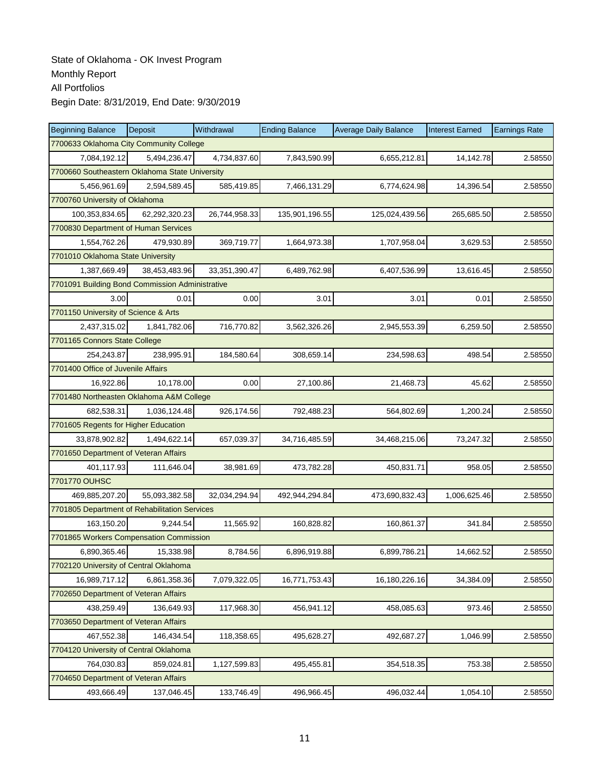State of Oklahoma - OK Invest Program

Monthly Report

All Portfolios

Begin Date: 8/31/2019, End Date: 9/30/2019

| Beginning Balance | Deposit | Withdrawal | Ending Balance | Average Daily Balance | Interest Earned | Earnings Rate |
|---|---|---|---|---|---|---|
| 7700633 Oklahoma City Community College | | | | | | |
| 7,084,192.12 | 5,494,236.47 | 4,734,837.60 | 7,843,590.99 | 6,655,212.81 | 14,142.78 | 2.58550 |
| 7700660 Southeastern Oklahoma State University | | | | | | |
| 5,456,961.69 | 2,594,589.45 | 585,419.85 | 7,466,131.29 | 6,774,624.98 | 14,396.54 | 2.58550 |
| 7700760 University of Oklahoma | | | | | | |
| 100,353,834.65 | 62,292,320.23 | 26,744,958.33 | 135,901,196.55 | 125,024,439.56 | 265,685.50 | 2.58550 |
| 7700830 Department of Human Services | | | | | | |
| 1,554,762.26 | 479,930.89 | 369,719.77 | 1,664,973.38 | 1,707,958.04 | 3,629.53 | 2.58550 |
| 7701010 Oklahoma State University | | | | | | |
| 1,387,669.49 | 38,453,483.96 | 33,351,390.47 | 6,489,762.98 | 6,407,536.99 | 13,616.45 | 2.58550 |
| 7701091 Building Bond Commission Administrative | | | | | | |
| 3.00 | 0.01 | 0.00 | 3.01 | 3.01 | 0.01 | 2.58550 |
| 7701150 University of Science & Arts | | | | | | |
| 2,437,315.02 | 1,841,782.06 | 716,770.82 | 3,562,326.26 | 2,945,553.39 | 6,259.50 | 2.58550 |
| 7701165 Connors State College | | | | | | |
| 254,243.87 | 238,995.91 | 184,580.64 | 308,659.14 | 234,598.63 | 498.54 | 2.58550 |
| 7701400 Office of Juvenile Affairs | | | | | | |
| 16,922.86 | 10,178.00 | 0.00 | 27,100.86 | 21,468.73 | 45.62 | 2.58550 |
| 7701480 Northeasten Oklahoma A&M College | | | | | | |
| 682,538.31 | 1,036,124.48 | 926,174.56 | 792,488.23 | 564,802.69 | 1,200.24 | 2.58550 |
| 7701605 Regents for Higher Education | | | | | | |
| 33,878,902.82 | 1,494,622.14 | 657,039.37 | 34,716,485.59 | 34,468,215.06 | 73,247.32 | 2.58550 |
| 7701650 Department of Veteran Affairs | | | | | | |
| 401,117.93 | 111,646.04 | 38,981.69 | 473,782.28 | 450,831.71 | 958.05 | 2.58550 |
| 7701770 OUHSC | | | | | | |
| 469,885,207.20 | 55,093,382.58 | 32,034,294.94 | 492,944,294.84 | 473,690,832.43 | 1,006,625.46 | 2.58550 |
| 7701805 Department of Rehabilitation Services | | | | | | |
| 163,150.20 | 9,244.54 | 11,565.92 | 160,828.82 | 160,861.37 | 341.84 | 2.58550 |
| 7701865 Workers Compensation Commission | | | | | | |
| 6,890,365.46 | 15,338.98 | 8,784.56 | 6,896,919.88 | 6,899,786.21 | 14,662.52 | 2.58550 |
| 7702120 University of Central Oklahoma | | | | | | |
| 16,989,717.12 | 6,861,358.36 | 7,079,322.05 | 16,771,753.43 | 16,180,226.16 | 34,384.09 | 2.58550 |
| 7702650 Department of Veteran Affairs | | | | | | |
| 438,259.49 | 136,649.93 | 117,968.30 | 456,941.12 | 458,085.63 | 973.46 | 2.58550 |
| 7703650 Department of Veteran Affairs | | | | | | |
| 467,552.38 | 146,434.54 | 118,358.65 | 495,628.27 | 492,687.27 | 1,046.99 | 2.58550 |
| 7704120 University of Central Oklahoma | | | | | | |
| 764,030.83 | 859,024.81 | 1,127,599.83 | 495,455.81 | 354,518.35 | 753.38 | 2.58550 |
| 7704650 Department of Veteran Affairs | | | | | | |
| 493,666.49 | 137,046.45 | 133,746.49 | 496,966.45 | 496,032.44 | 1,054.10 | 2.58550 |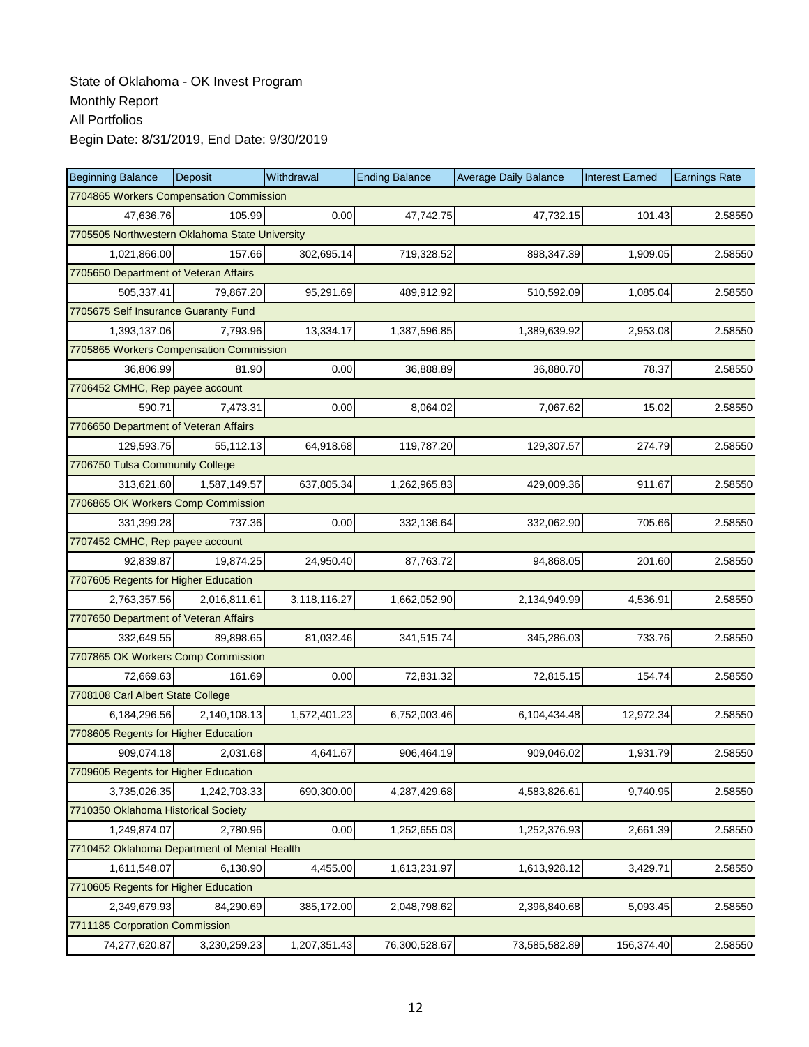State of Oklahoma - OK Invest Program
Monthly Report
All Portfolios
Begin Date: 8/31/2019, End Date: 9/30/2019

| Beginning Balance | Deposit | Withdrawal | Ending Balance | Average Daily Balance | Interest Earned | Earnings Rate |
|---|---|---|---|---|---|---|
| 7704865 Workers Compensation Commission | | | | | | |
| 47,636.76 | 105.99 | 0.00 | 47,742.75 | 47,732.15 | 101.43 | 2.58550 |
| 7705505 Northwestern Oklahoma State University | | | | | | |
| 1,021,866.00 | 157.66 | 302,695.14 | 719,328.52 | 898,347.39 | 1,909.05 | 2.58550 |
| 7705650 Department of Veteran Affairs | | | | | | |
| 505,337.41 | 79,867.20 | 95,291.69 | 489,912.92 | 510,592.09 | 1,085.04 | 2.58550 |
| 7705675 Self Insurance Guaranty Fund | | | | | | |
| 1,393,137.06 | 7,793.96 | 13,334.17 | 1,387,596.85 | 1,389,639.92 | 2,953.08 | 2.58550 |
| 7705865 Workers Compensation Commission | | | | | | |
| 36,806.99 | 81.90 | 0.00 | 36,888.89 | 36,880.70 | 78.37 | 2.58550 |
| 7706452 CMHC, Rep payee account | | | | | | |
| 590.71 | 7,473.31 | 0.00 | 8,064.02 | 7,067.62 | 15.02 | 2.58550 |
| 7706650 Department of Veteran Affairs | | | | | | |
| 129,593.75 | 55,112.13 | 64,918.68 | 119,787.20 | 129,307.57 | 274.79 | 2.58550 |
| 7706750 Tulsa Community College | | | | | | |
| 313,621.60 | 1,587,149.57 | 637,805.34 | 1,262,965.83 | 429,009.36 | 911.67 | 2.58550 |
| 7706865 OK Workers Comp Commission | | | | | | |
| 331,399.28 | 737.36 | 0.00 | 332,136.64 | 332,062.90 | 705.66 | 2.58550 |
| 7707452 CMHC, Rep payee account | | | | | | |
| 92,839.87 | 19,874.25 | 24,950.40 | 87,763.72 | 94,868.05 | 201.60 | 2.58550 |
| 7707605 Regents for Higher Education | | | | | | |
| 2,763,357.56 | 2,016,811.61 | 3,118,116.27 | 1,662,052.90 | 2,134,949.99 | 4,536.91 | 2.58550 |
| 7707650 Department of Veteran Affairs | | | | | | |
| 332,649.55 | 89,898.65 | 81,032.46 | 341,515.74 | 345,286.03 | 733.76 | 2.58550 |
| 7707865 OK Workers Comp Commission | | | | | | |
| 72,669.63 | 161.69 | 0.00 | 72,831.32 | 72,815.15 | 154.74 | 2.58550 |
| 7708108 Carl Albert State College | | | | | | |
| 6,184,296.56 | 2,140,108.13 | 1,572,401.23 | 6,752,003.46 | 6,104,434.48 | 12,972.34 | 2.58550 |
| 7708605 Regents for Higher Education | | | | | | |
| 909,074.18 | 2,031.68 | 4,641.67 | 906,464.19 | 909,046.02 | 1,931.79 | 2.58550 |
| 7709605 Regents for Higher Education | | | | | | |
| 3,735,026.35 | 1,242,703.33 | 690,300.00 | 4,287,429.68 | 4,583,826.61 | 9,740.95 | 2.58550 |
| 7710350 Oklahoma Historical Society | | | | | | |
| 1,249,874.07 | 2,780.96 | 0.00 | 1,252,655.03 | 1,252,376.93 | 2,661.39 | 2.58550 |
| 7710452 Oklahoma Department of Mental Health | | | | | | |
| 1,611,548.07 | 6,138.90 | 4,455.00 | 1,613,231.97 | 1,613,928.12 | 3,429.71 | 2.58550 |
| 7710605 Regents for Higher Education | | | | | | |
| 2,349,679.93 | 84,290.69 | 385,172.00 | 2,048,798.62 | 2,396,840.68 | 5,093.45 | 2.58550 |
| 7711185 Corporation Commission | | | | | | |
| 74,277,620.87 | 3,230,259.23 | 1,207,351.43 | 76,300,528.67 | 73,585,582.89 | 156,374.40 | 2.58550 |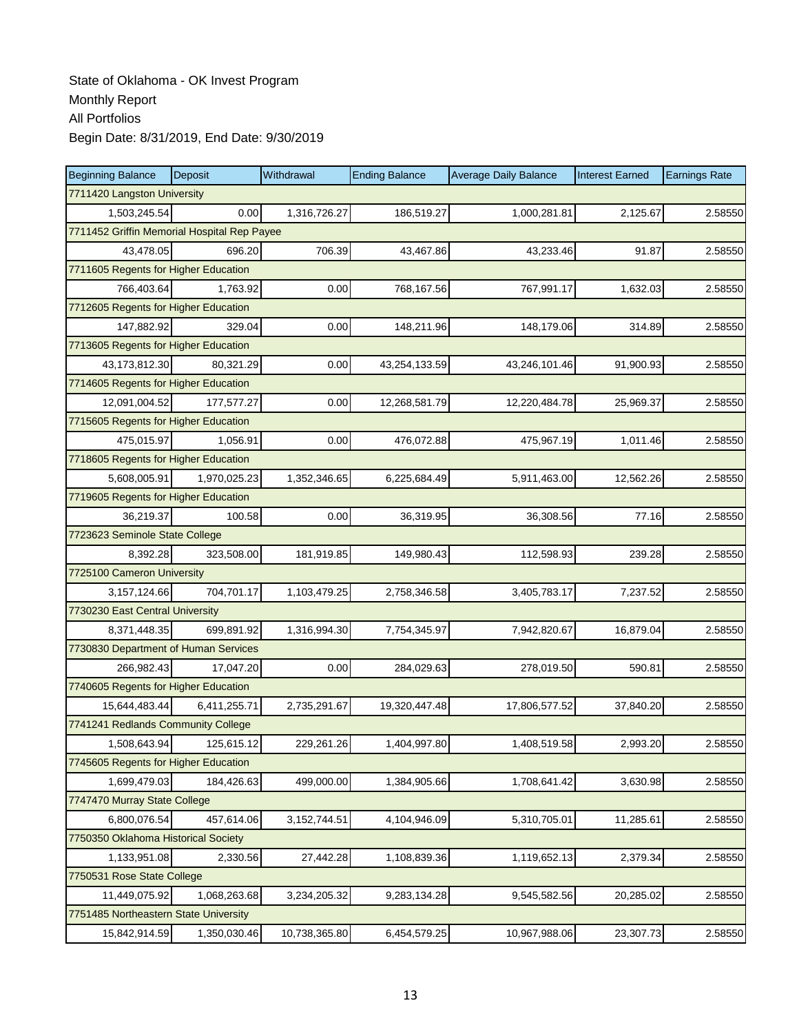State of Oklahoma - OK Invest Program
Monthly Report
All Portfolios
Begin Date: 8/31/2019, End Date: 9/30/2019

| Beginning Balance | Deposit | Withdrawal | Ending Balance | Average Daily Balance | Interest Earned | Earnings Rate |
|---|---|---|---|---|---|---|
| 7711420 Langston University | | | | | | |
| 1,503,245.54 | 0.00 | 1,316,726.27 | 186,519.27 | 1,000,281.81 | 2,125.67 | 2.58550 |
| 7711452 Griffin Memorial Hospital Rep Payee | | | | | | |
| 43,478.05 | 696.20 | 706.39 | 43,467.86 | 43,233.46 | 91.87 | 2.58550 |
| 7711605 Regents for Higher Education | | | | | | |
| 766,403.64 | 1,763.92 | 0.00 | 768,167.56 | 767,991.17 | 1,632.03 | 2.58550 |
| 7712605 Regents for Higher Education | | | | | | |
| 147,882.92 | 329.04 | 0.00 | 148,211.96 | 148,179.06 | 314.89 | 2.58550 |
| 7713605 Regents for Higher Education | | | | | | |
| 43,173,812.30 | 80,321.29 | 0.00 | 43,254,133.59 | 43,246,101.46 | 91,900.93 | 2.58550 |
| 7714605 Regents for Higher Education | | | | | | |
| 12,091,004.52 | 177,577.27 | 0.00 | 12,268,581.79 | 12,220,484.78 | 25,969.37 | 2.58550 |
| 7715605 Regents for Higher Education | | | | | | |
| 475,015.97 | 1,056.91 | 0.00 | 476,072.88 | 475,967.19 | 1,011.46 | 2.58550 |
| 7718605 Regents for Higher Education | | | | | | |
| 5,608,005.91 | 1,970,025.23 | 1,352,346.65 | 6,225,684.49 | 5,911,463.00 | 12,562.26 | 2.58550 |
| 7719605 Regents for Higher Education | | | | | | |
| 36,219.37 | 100.58 | 0.00 | 36,319.95 | 36,308.56 | 77.16 | 2.58550 |
| 7723623 Seminole State College | | | | | | |
| 8,392.28 | 323,508.00 | 181,919.85 | 149,980.43 | 112,598.93 | 239.28 | 2.58550 |
| 7725100 Cameron University | | | | | | |
| 3,157,124.66 | 704,701.17 | 1,103,479.25 | 2,758,346.58 | 3,405,783.17 | 7,237.52 | 2.58550 |
| 7730230 East Central University | | | | | | |
| 8,371,448.35 | 699,891.92 | 1,316,994.30 | 7,754,345.97 | 7,942,820.67 | 16,879.04 | 2.58550 |
| 7730830 Department of Human Services | | | | | | |
| 266,982.43 | 17,047.20 | 0.00 | 284,029.63 | 278,019.50 | 590.81 | 2.58550 |
| 7740605 Regents for Higher Education | | | | | | |
| 15,644,483.44 | 6,411,255.71 | 2,735,291.67 | 19,320,447.48 | 17,806,577.52 | 37,840.20 | 2.58550 |
| 7741241 Redlands Community College | | | | | | |
| 1,508,643.94 | 125,615.12 | 229,261.26 | 1,404,997.80 | 1,408,519.58 | 2,993.20 | 2.58550 |
| 7745605 Regents for Higher Education | | | | | | |
| 1,699,479.03 | 184,426.63 | 499,000.00 | 1,384,905.66 | 1,708,641.42 | 3,630.98 | 2.58550 |
| 7747470 Murray State College | | | | | | |
| 6,800,076.54 | 457,614.06 | 3,152,744.51 | 4,104,946.09 | 5,310,705.01 | 11,285.61 | 2.58550 |
| 7750350 Oklahoma Historical Society | | | | | | |
| 1,133,951.08 | 2,330.56 | 27,442.28 | 1,108,839.36 | 1,119,652.13 | 2,379.34 | 2.58550 |
| 7750531 Rose State College | | | | | | |
| 11,449,075.92 | 1,068,263.68 | 3,234,205.32 | 9,283,134.28 | 9,545,582.56 | 20,285.02 | 2.58550 |
| 7751485 Northeastern State University | | | | | | |
| 15,842,914.59 | 1,350,030.46 | 10,738,365.80 | 6,454,579.25 | 10,967,988.06 | 23,307.73 | 2.58550 |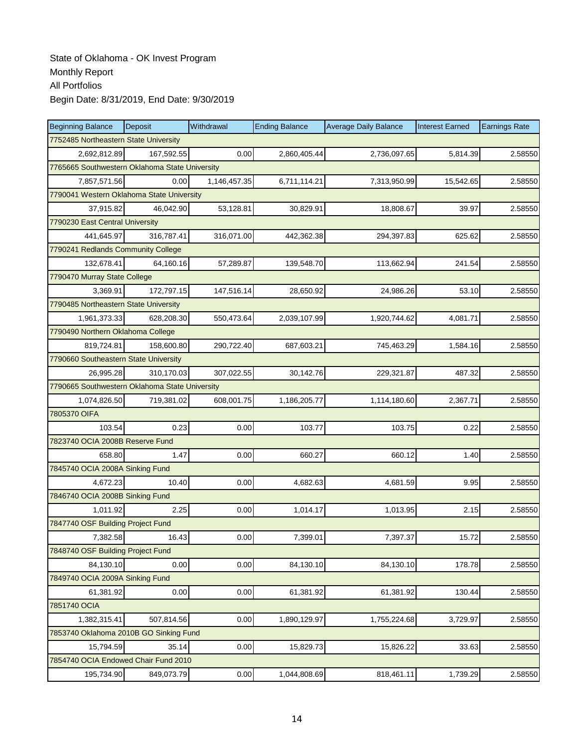State of Oklahoma - OK Invest Program
Monthly Report
All Portfolios
Begin Date: 8/31/2019, End Date: 9/30/2019

| Beginning Balance | Deposit | Withdrawal | Ending Balance | Average Daily Balance | Interest Earned | Earnings Rate |
|---|---|---|---|---|---|---|
| 7752485 Northeastern State University | | | | | | |
| 2,692,812.89 | 167,592.55 | 0.00 | 2,860,405.44 | 2,736,097.65 | 5,814.39 | 2.58550 |
| 7765665 Southwestern Oklahoma State University | | | | | | |
| 7,857,571.56 | 0.00 | 1,146,457.35 | 6,711,114.21 | 7,313,950.99 | 15,542.65 | 2.58550 |
| 7790041 Western Oklahoma State University | | | | | | |
| 37,915.82 | 46,042.90 | 53,128.81 | 30,829.91 | 18,808.67 | 39.97 | 2.58550 |
| 7790230 East Central University | | | | | | |
| 441,645.97 | 316,787.41 | 316,071.00 | 442,362.38 | 294,397.83 | 625.62 | 2.58550 |
| 7790241 Redlands Community College | | | | | | |
| 132,678.41 | 64,160.16 | 57,289.87 | 139,548.70 | 113,662.94 | 241.54 | 2.58550 |
| 7790470 Murray State College | | | | | | |
| 3,369.91 | 172,797.15 | 147,516.14 | 28,650.92 | 24,986.26 | 53.10 | 2.58550 |
| 7790485 Northeastern State University | | | | | | |
| 1,961,373.33 | 628,208.30 | 550,473.64 | 2,039,107.99 | 1,920,744.62 | 4,081.71 | 2.58550 |
| 7790490 Northern Oklahoma College | | | | | | |
| 819,724.81 | 158,600.80 | 290,722.40 | 687,603.21 | 745,463.29 | 1,584.16 | 2.58550 |
| 7790660 Southeastern State University | | | | | | |
| 26,995.28 | 310,170.03 | 307,022.55 | 30,142.76 | 229,321.87 | 487.32 | 2.58550 |
| 7790665 Southwestern Oklahoma State University | | | | | | |
| 1,074,826.50 | 719,381.02 | 608,001.75 | 1,186,205.77 | 1,114,180.60 | 2,367.71 | 2.58550 |
| 7805370 OIFA | | | | | | |
| 103.54 | 0.23 | 0.00 | 103.77 | 103.75 | 0.22 | 2.58550 |
| 7823740 OCIA 2008B Reserve Fund | | | | | | |
| 658.80 | 1.47 | 0.00 | 660.27 | 660.12 | 1.40 | 2.58550 |
| 7845740 OCIA 2008A Sinking Fund | | | | | | |
| 4,672.23 | 10.40 | 0.00 | 4,682.63 | 4,681.59 | 9.95 | 2.58550 |
| 7846740 OCIA 2008B Sinking Fund | | | | | | |
| 1,011.92 | 2.25 | 0.00 | 1,014.17 | 1,013.95 | 2.15 | 2.58550 |
| 7847740 OSF Building Project Fund | | | | | | |
| 7,382.58 | 16.43 | 0.00 | 7,399.01 | 7,397.37 | 15.72 | 2.58550 |
| 7848740 OSF Building Project Fund | | | | | | |
| 84,130.10 | 0.00 | 0.00 | 84,130.10 | 84,130.10 | 178.78 | 2.58550 |
| 7849740 OCIA 2009A Sinking Fund | | | | | | |
| 61,381.92 | 0.00 | 0.00 | 61,381.92 | 61,381.92 | 130.44 | 2.58550 |
| 7851740 OCIA | | | | | | |
| 1,382,315.41 | 507,814.56 | 0.00 | 1,890,129.97 | 1,755,224.68 | 3,729.97 | 2.58550 |
| 7853740 Oklahoma 2010B GO Sinking Fund | | | | | | |
| 15,794.59 | 35.14 | 0.00 | 15,829.73 | 15,826.22 | 33.63 | 2.58550 |
| 7854740 OCIA Endowed Chair Fund 2010 | | | | | | |
| 195,734.90 | 849,073.79 | 0.00 | 1,044,808.69 | 818,461.11 | 1,739.29 | 2.58550 |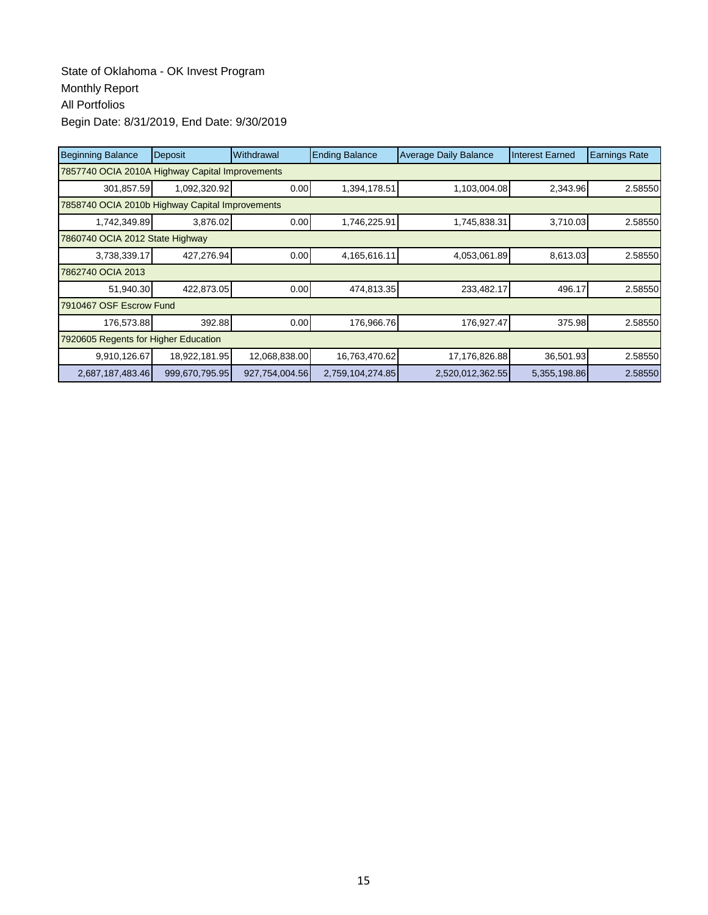State of Oklahoma - OK Invest Program

Monthly Report

All Portfolios

Begin Date: 8/31/2019, End Date: 9/30/2019

| Beginning Balance | Deposit | Withdrawal | Ending Balance | Average Daily Balance | Interest Earned | Earnings Rate |
| --- | --- | --- | --- | --- | --- | --- |
| 7857740 OCIA 2010A Highway Capital Improvements | | | | | | |
| 301,857.59 | 1,092,320.92 | 0.00 | 1,394,178.51 | 1,103,004.08 | 2,343.96 | 2.58550 |
| 7858740 OCIA 2010b Highway Capital Improvements | | | | | | |
| 1,742,349.89 | 3,876.02 | 0.00 | 1,746,225.91 | 1,745,838.31 | 3,710.03 | 2.58550 |
| 7860740 OCIA 2012 State Highway | | | | | | |
| 3,738,339.17 | 427,276.94 | 0.00 | 4,165,616.11 | 4,053,061.89 | 8,613.03 | 2.58550 |
| 7862740 OCIA 2013 | | | | | | |
| 51,940.30 | 422,873.05 | 0.00 | 474,813.35 | 233,482.17 | 496.17 | 2.58550 |
| 7910467 OSF Escrow Fund | | | | | | |
| 176,573.88 | 392.88 | 0.00 | 176,966.76 | 176,927.47 | 375.98 | 2.58550 |
| 7920605 Regents for Higher Education | | | | | | |
| 9,910,126.67 | 18,922,181.95 | 12,068,838.00 | 16,763,470.62 | 17,176,826.88 | 36,501.93 | 2.58550 |
| 2,687,187,483.46 | 999,670,795.95 | 927,754,004.56 | 2,759,104,274.85 | 2,520,012,362.55 | 5,355,198.86 | 2.58550 |